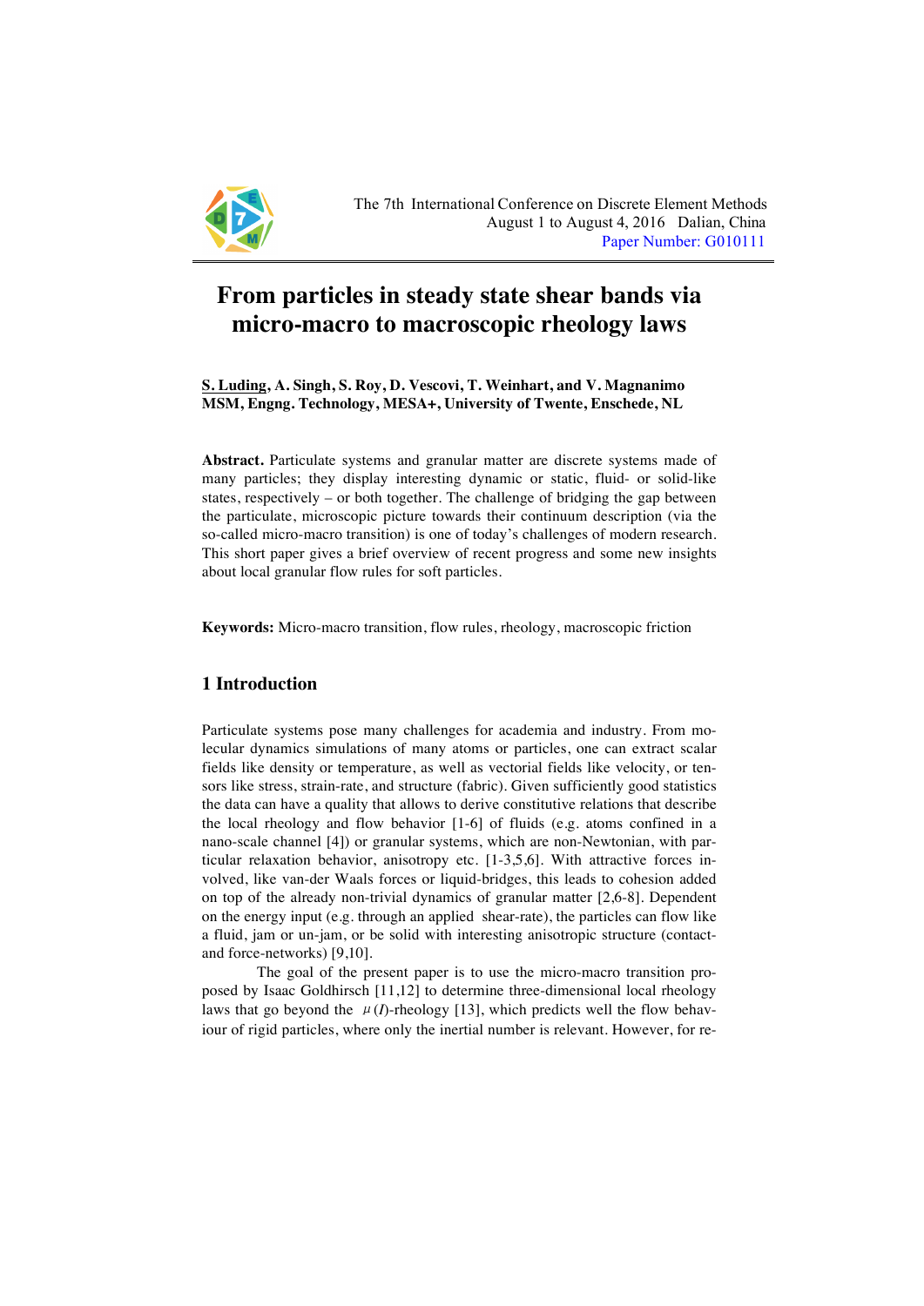The 7th International Conference on Discrete Element Methods
August 1 to August 4, 2016 Dalian, China
Paper Number: G010111

# From particles in steady state shear bands via micro-macro to macroscopic rheology laws

**S. Luding, A. Singh, S. Roy, D. Vescovi, T. Weinhart, and V. Magnanimo**
**MSM, Engng. Technology, MESA+, University of Twente, Enschede, NL**

**Abstract.** Particulate systems and granular matter are discrete systems made of many particles; they display interesting dynamic or static, fluid- or solid-like states, respectively – or both together. The challenge of bridging the gap between the particulate, microscopic picture towards their continuum description (via the so-called micro-macro transition) is one of today's challenges of modern research. This short paper gives a brief overview of recent progress and some new insights about local granular flow rules for soft particles.

**Keywords:** Micro-macro transition, flow rules, rheology, macroscopic friction

## 1 Introduction

Particulate systems pose many challenges for academia and industry. From molecular dynamics simulations of many atoms or particles, one can extract scalar fields like density or temperature, as well as vectorial fields like velocity, or tensors like stress, strain-rate, and structure (fabric). Given sufficiently good statistics the data can have a quality that allows to derive constitutive relations that describe the local rheology and flow behavior [1-6] of fluids (e.g. atoms confined in a nano-scale channel [4]) or granular systems, which are non-Newtonian, with particular relaxation behavior, anisotropy etc. [1-3,5,6]. With attractive forces involved, like van-der Waals forces or liquid-bridges, this leads to cohesion added on top of the already non-trivial dynamics of granular matter [2,6-8]. Dependent on the energy input (e.g. through an applied shear-rate), the particles can flow like a fluid, jam or un-jam, or be solid with interesting anisotropic structure (contact- and force-networks) [9,10].

The goal of the present paper is to use the micro-macro transition proposed by Isaac Goldhirsch [11,12] to determine three-dimensional local rheology laws that go beyond the $\mu(I)$-rheology [13], which predicts well the flow behaviour of rigid particles, where only the inertial number is relevant. However, for re-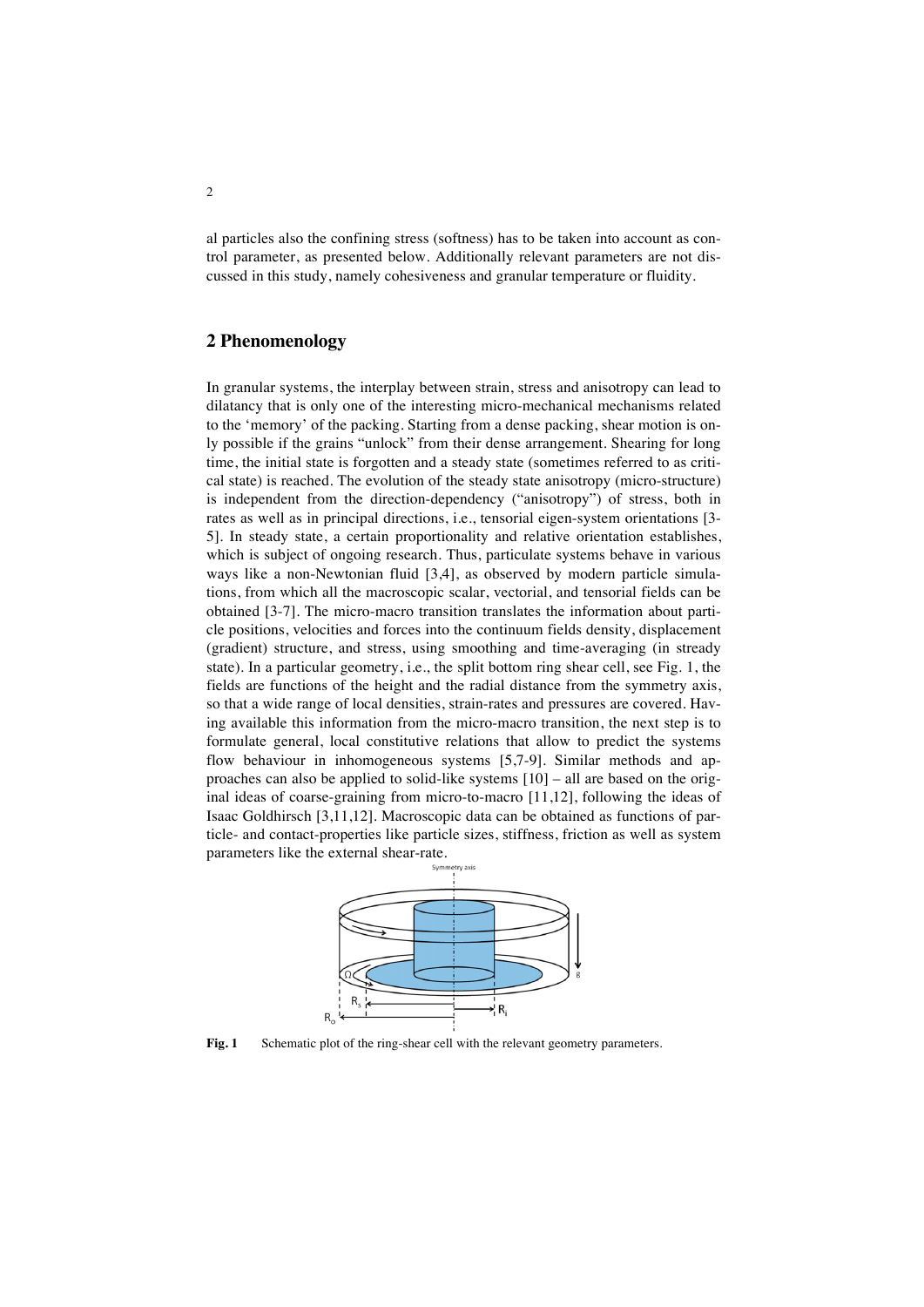al particles also the confining stress (softness) has to be taken into account as control parameter, as presented below. Additionally relevant parameters are not discussed in this study, namely cohesiveness and granular temperature or fluidity.

## 2 Phenomenology

In granular systems, the interplay between strain, stress and anisotropy can lead to dilatancy that is only one of the interesting micro-mechanical mechanisms related to the 'memory' of the packing. Starting from a dense packing, shear motion is only possible if the grains "unlock" from their dense arrangement. Shearing for long time, the initial state is forgotten and a steady state (sometimes referred to as critical state) is reached. The evolution of the steady state anisotropy (micro-structure) is independent from the direction-dependency ("anisotropy") of stress, both in rates as well as in principal directions, i.e., tensorial eigen-system orientations [3-5]. In steady state, a certain proportionality and relative orientation establishes, which is subject of ongoing research. Thus, particulate systems behave in various ways like a non-Newtonian fluid [3,4], as observed by modern particle simulations, from which all the macroscopic scalar, vectorial, and tensorial fields can be obtained [3-7]. The micro-macro transition translates the information about particle positions, velocities and forces into the continuum fields density, displacement (gradient) structure, and stress, using smoothing and time-averaging (in steady state). In a particular geometry, i.e., the split bottom ring shear cell, see Fig. 1, the fields are functions of the height and the radial distance from the symmetry axis, so that a wide range of local densities, strain-rates and pressures are covered. Having available this information from the micro-macro transition, the next step is to formulate general, local constitutive relations that allow to predict the systems flow behaviour in inhomogeneous systems [5,7-9]. Similar methods and approaches can also be applied to solid-like systems [10] – all are based on the original ideas of coarse-graining from micro-to-macro [11,12], following the ideas of Isaac Goldhirsch [3,11,12]. Macroscopic data can be obtained as functions of particle- and contact-properties like particle sizes, stiffness, friction as well as system parameters like the external shear-rate.

**Fig. 1** Schematic plot of the ring-shear cell with the relevant geometry parameters.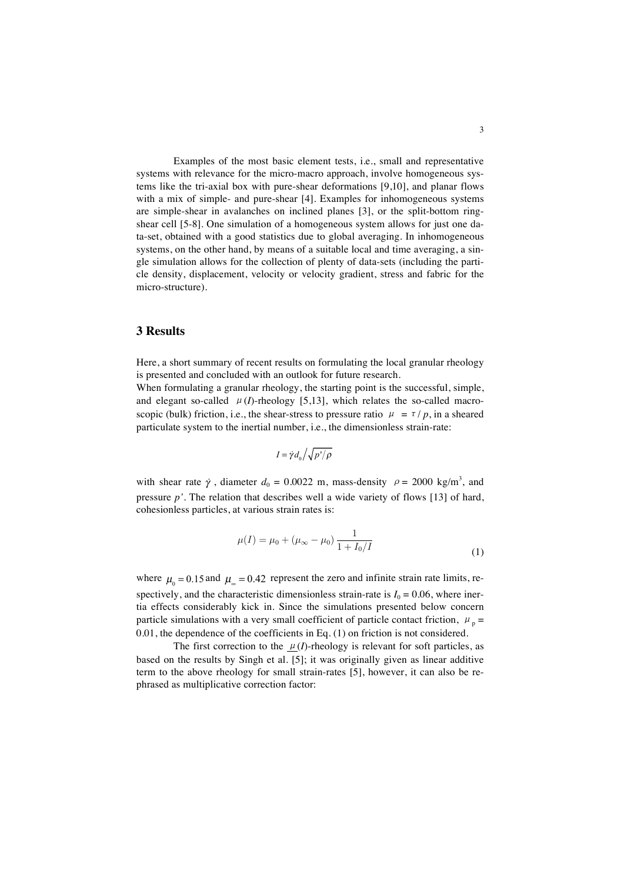Examples of the most basic element tests, i.e., small and representative systems with relevance for the micro-macro approach, involve homogeneous systems like the tri-axial box with pure-shear deformations [9,10], and planar flows with a mix of simple- and pure-shear [4]. Examples for inhomogeneous systems are simple-shear in avalanches on inclined planes [3], or the split-bottom ring-shear cell [5-8]. One simulation of a homogeneous system allows for just one data-set, obtained with a good statistics due to global averaging. In inhomogeneous systems, on the other hand, by means of a suitable local and time averaging, a single simulation allows for the collection of plenty of data-sets (including the particle density, displacement, velocity or velocity gradient, stress and fabric for the micro-structure).

## 3 Results

Here, a short summary of recent results on formulating the local granular rheology is presented and concluded with an outlook for future research.

When formulating a granular rheology, the starting point is the successful, simple, and elegant so-called $\mu(I)$-rheology [5,13], which relates the so-called macroscopic (bulk) friction, i.e., the shear-stress to pressure ratio $\mu = \tau / p$, in a sheared particulate system to the inertial number, i.e., the dimensionless strain-rate:

$$I = \dot{\gamma} d_0 \Big/ \sqrt{p'/\rho}$$

with shear rate $\dot{\gamma}$, diameter $d_0$ = 0.0022 m, mass-density $\rho$ = 2000 kg/m$^3$, and pressure $p'$. The relation that describes well a wide variety of flows [13] of hard, cohesionless particles, at various strain rates is:

$$\mu(I) = \mu_0 + (\mu_\infty - \mu_0) \frac{1}{1 + I_0/I} \tag{1}$$

where $\mu_0 = 0.15$ and $\mu_\infty = 0.42$ represent the zero and infinite strain rate limits, respectively, and the characteristic dimensionless strain-rate is $I_0 = 0.06$, where inertia effects considerably kick in. Since the simulations presented below concern particle simulations with a very small coefficient of particle contact friction, $\mu_p$ = 0.01, the dependence of the coefficients in Eq. (1) on friction is not considered.

The first correction to the $\mu(I)$-rheology is relevant for soft particles, as based on the results by Singh et al. [5]; it was originally given as linear additive term to the above rheology for small strain-rates [5], however, it can also be rephrased as multiplicative correction factor: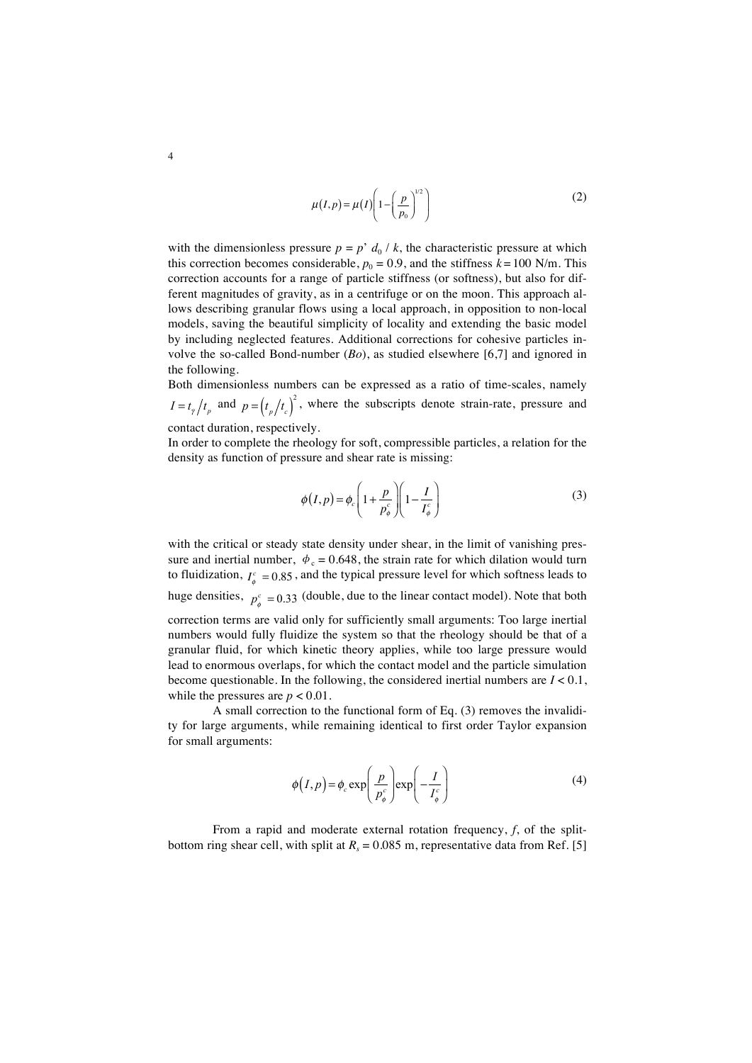$$\mu(I,p) = \mu(I)\left(1 - \left(\frac{p}{p_0}\right)^{1/2}\right) \tag{2}$$

with the dimensionless pressure $p = p' \, d_0 \, / \, k$, the characteristic pressure at which this correction becomes considerable, $p_0 = 0.9$, and the stiffness $k = 100$ N/m. This correction accounts for a range of particle stiffness (or softness), but also for different magnitudes of gravity, as in a centrifuge or on the moon. This approach allows describing granular flows using a local approach, in opposition to non-local models, saving the beautiful simplicity of locality and extending the basic model by including neglected features. Additional corrections for cohesive particles involve the so-called Bond-number (*Bo*), as studied elsewhere [6,7] and ignored in the following.

Both dimensionless numbers can be expressed as a ratio of time-scales, namely $I = t_{\dot{\gamma}} / t_p$ and $p = \left(t_p / t_c\right)^2$, where the subscripts denote strain-rate, pressure and contact duration, respectively.

In order to complete the rheology for soft, compressible particles, a relation for the density as function of pressure and shear rate is missing:

$$\phi(I,p) = \phi_c \left(1 + \frac{p}{p_\phi^c}\right)\left(1 - \frac{I}{I_\phi^c}\right) \tag{3}$$

with the critical or steady state density under shear, in the limit of vanishing pressure and inertial number, $\phi_c = 0.648$, the strain rate for which dilation would turn to fluidization, $I_\phi^c = 0.85$, and the typical pressure level for which softness leads to huge densities, $p_\phi^c = 0.33$ (double, due to the linear contact model). Note that both correction terms are valid only for sufficiently small arguments: Too large inertial numbers would fully fluidize the system so that the rheology should be that of a granular fluid, for which kinetic theory applies, while too large pressure would lead to enormous overlaps, for which the contact model and the particle simulation become questionable. In the following, the considered inertial numbers are $I < 0.1$, while the pressures are $p < 0.01$.

A small correction to the functional form of Eq. (3) removes the invalidity for large arguments, while remaining identical to first order Taylor expansion for small arguments:

$$\phi(I,p) = \phi_c \exp\left(\frac{p}{p_\phi^c}\right)\exp\left(-\frac{I}{I_\phi^c}\right) \tag{4}$$

From a rapid and moderate external rotation frequency, $f$, of the split-bottom ring shear cell, with split at $R_s = 0.085$ m, representative data from Ref. [5]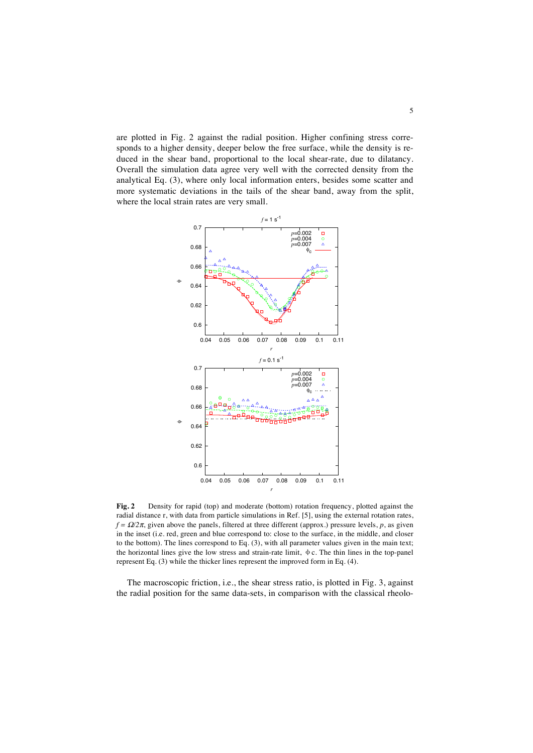are plotted in Fig. 2 against the radial position. Higher confining stress corresponds to a higher density, deeper below the free surface, while the density is reduced in the shear band, proportional to the local shear-rate, due to dilatancy. Overall the simulation data agree very well with the corrected density from the analytical Eq. (3), where only local information enters, besides some scatter and more systematic deviations in the tails of the shear band, away from the split, where the local strain rates are very small.

**Fig. 2** Density for rapid (top) and moderate (bottom) rotation frequency, plotted against the radial distance r, with data from particle simulations in Ref. [5], using the external rotation rates, $f = \Omega/2\pi$, given above the panels, filtered at three different (approx.) pressure levels, $p$, as given in the inset (i.e. red, green and blue correspond to: close to the surface, in the middle, and closer to the bottom). The lines correspond to Eq. (3), with all parameter values given in the main text; the horizontal lines give the low stress and strain-rate limit, $\phi_c$. The thin lines in the top-panel represent Eq. (3) while the thicker lines represent the improved form in Eq. (4).

The macroscopic friction, i.e., the shear stress ratio, is plotted in Fig. 3, against the radial position for the same data-sets, in comparison with the classical rheolo-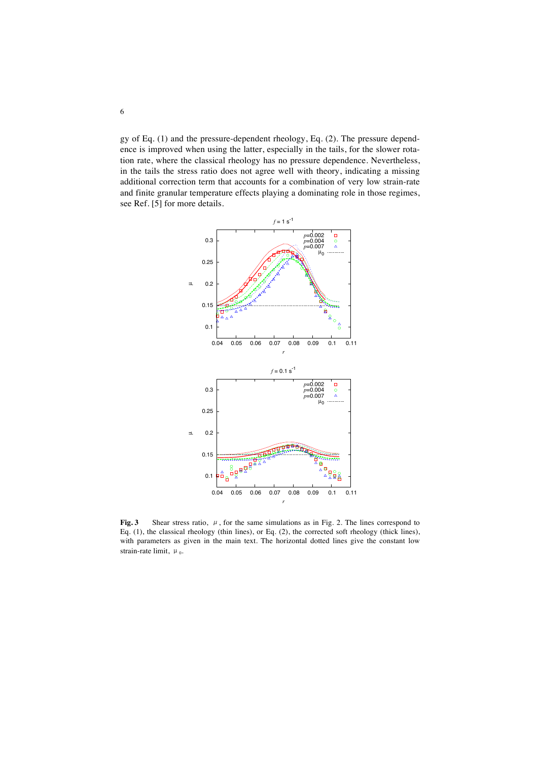gy of Eq. (1) and the pressure-dependent rheology, Eq. (2). The pressure dependence is improved when using the latter, especially in the tails, for the slower rotation rate, where the classical rheology has no pressure dependence. Nevertheless, in the tails the stress ratio does not agree well with theory, indicating a missing additional correction term that accounts for a combination of very low strain-rate and finite granular temperature effects playing a dominating role in those regimes, see Ref. [5] for more details.

**Fig. 3** Shear stress ratio, $\mu$, for the same simulations as in Fig. 2. The lines correspond to Eq. (1), the classical rheology (thin lines), or Eq. (2), the corrected soft rheology (thick lines), with parameters as given in the main text. The horizontal dotted lines give the constant low strain-rate limit, $\mu_0$.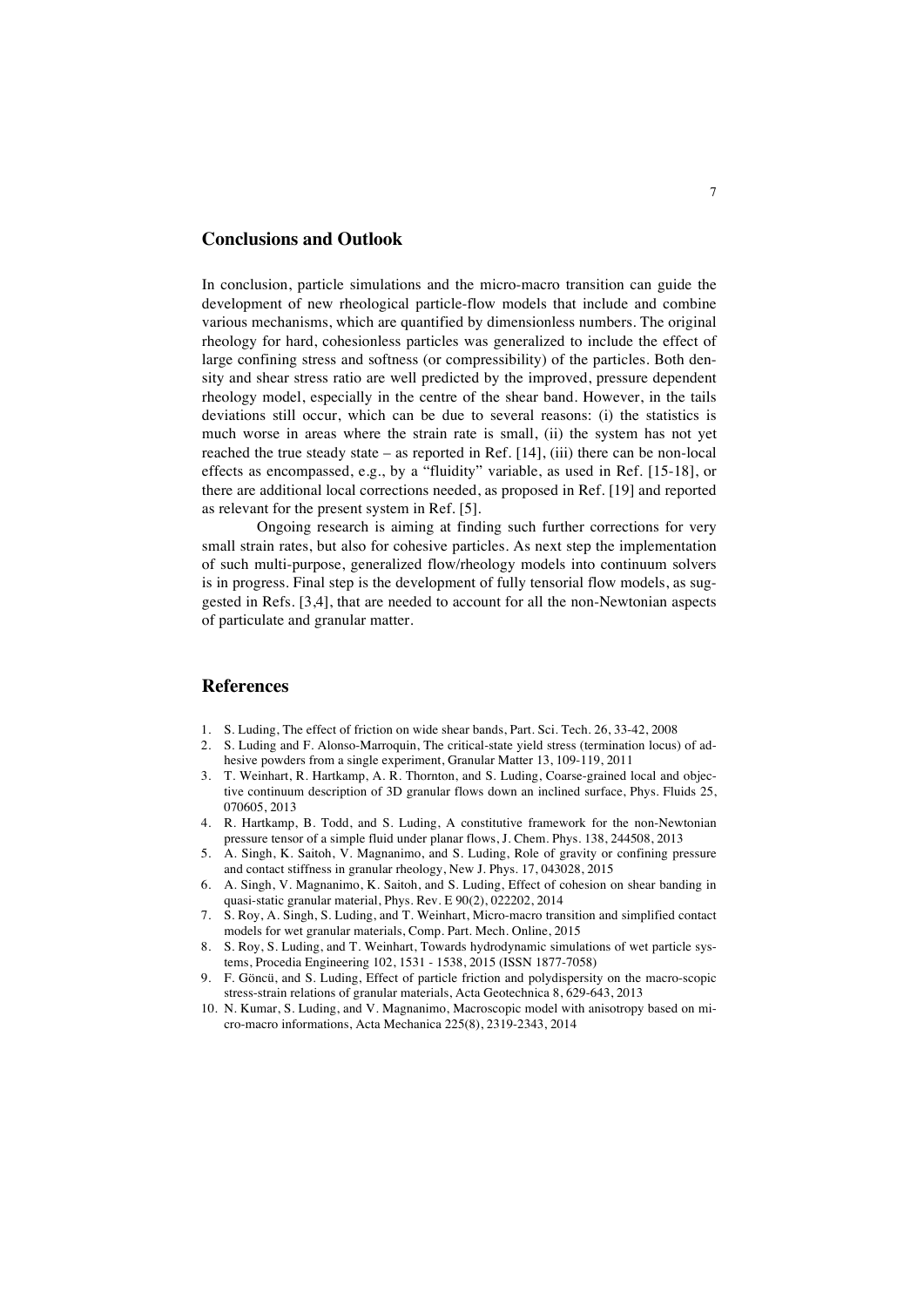## Conclusions and Outlook

In conclusion, particle simulations and the micro-macro transition can guide the development of new rheological particle-flow models that include and combine various mechanisms, which are quantified by dimensionless numbers. The original rheology for hard, cohesionless particles was generalized to include the effect of large confining stress and softness (or compressibility) of the particles. Both density and shear stress ratio are well predicted by the improved, pressure dependent rheology model, especially in the centre of the shear band. However, in the tails deviations still occur, which can be due to several reasons: (i) the statistics is much worse in areas where the strain rate is small, (ii) the system has not yet reached the true steady state – as reported in Ref. [14], (iii) there can be non-local effects as encompassed, e.g., by a "fluidity" variable, as used in Ref. [15-18], or there are additional local corrections needed, as proposed in Ref. [19] and reported as relevant for the present system in Ref. [5].

Ongoing research is aiming at finding such further corrections for very small strain rates, but also for cohesive particles. As next step the implementation of such multi-purpose, generalized flow/rheology models into continuum solvers is in progress. Final step is the development of fully tensorial flow models, as suggested in Refs. [3,4], that are needed to account for all the non-Newtonian aspects of particulate and granular matter.

## References

1. S. Luding, The effect of friction on wide shear bands, Part. Sci. Tech. 26, 33-42, 2008
2. S. Luding and F. Alonso-Marroquin, The critical-state yield stress (termination locus) of adhesive powders from a single experiment, Granular Matter 13, 109-119, 2011
3. T. Weinhart, R. Hartkamp, A. R. Thornton, and S. Luding, Coarse-grained local and objective continuum description of 3D granular flows down an inclined surface, Phys. Fluids 25, 070605, 2013
4. R. Hartkamp, B. Todd, and S. Luding, A constitutive framework for the non-Newtonian pressure tensor of a simple fluid under planar flows, J. Chem. Phys. 138, 244508, 2013
5. A. Singh, K. Saitoh, V. Magnanimo, and S. Luding, Role of gravity or confining pressure and contact stiffness in granular rheology, New J. Phys. 17, 043028, 2015
6. A. Singh, V. Magnanimo, K. Saitoh, and S. Luding, Effect of cohesion on shear banding in quasi-static granular material, Phys. Rev. E 90(2), 022202, 2014
7. S. Roy, A. Singh, S. Luding, and T. Weinhart, Micro-macro transition and simplified contact models for wet granular materials, Comp. Part. Mech. Online, 2015
8. S. Roy, S. Luding, and T. Weinhart, Towards hydrodynamic simulations of wet particle systems, Procedia Engineering 102, 1531 - 1538, 2015 (ISSN 1877-7058)
9. F. Göncü, and S. Luding, Effect of particle friction and polydispersity on the macro-scopic stress-strain relations of granular materials, Acta Geotechnica 8, 629-643, 2013
10. N. Kumar, S. Luding, and V. Magnanimo, Macroscopic model with anisotropy based on micro-macro informations, Acta Mechanica 225(8), 2319-2343, 2014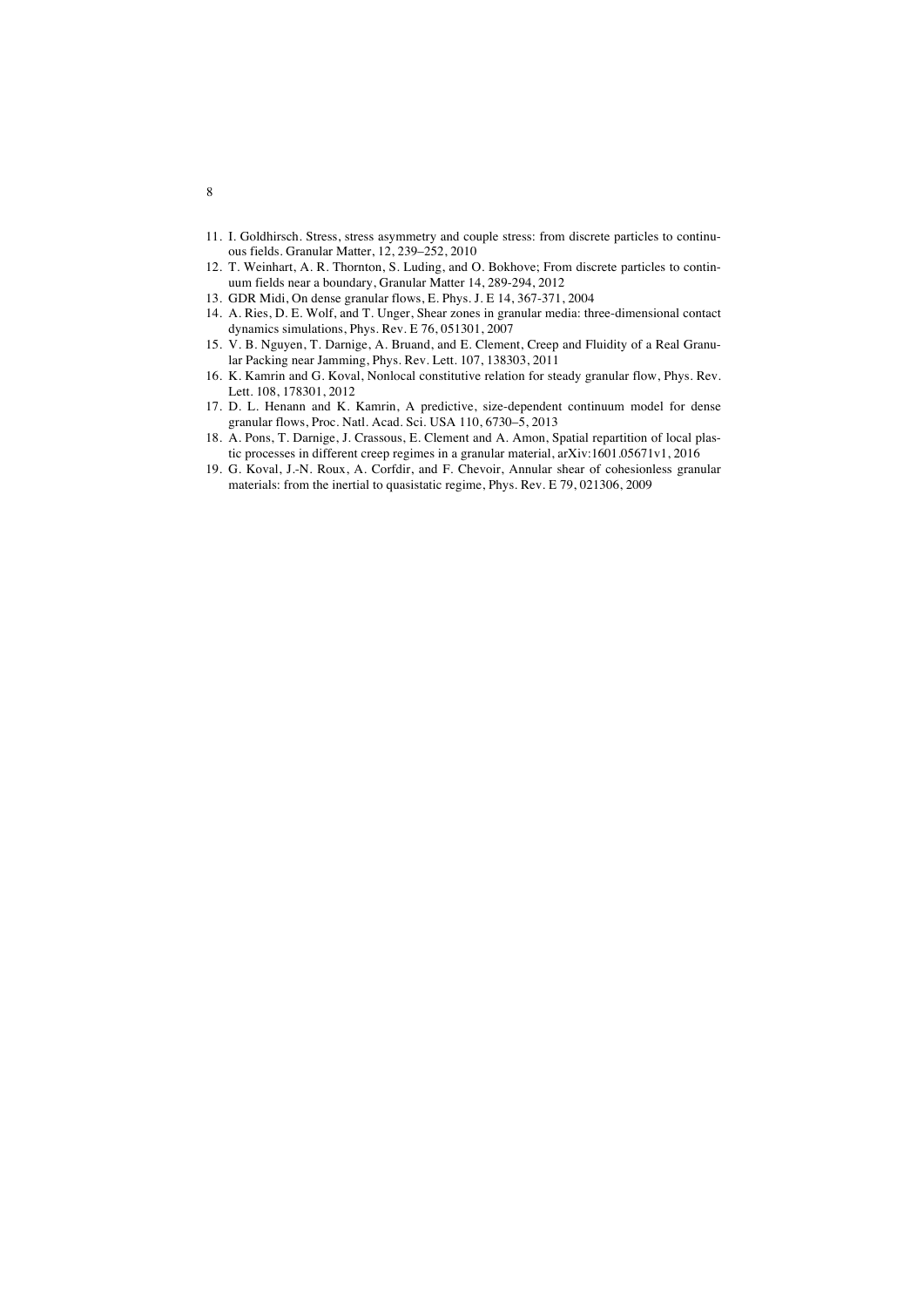11. I. Goldhirsch. Stress, stress asymmetry and couple stress: from discrete particles to continuous fields. Granular Matter, 12, 239–252, 2010
12. T. Weinhart, A. R. Thornton, S. Luding, and O. Bokhove; From discrete particles to continuum fields near a boundary, Granular Matter 14, 289-294, 2012
13. GDR Midi, On dense granular flows, E. Phys. J. E 14, 367-371, 2004
14. A. Ries, D. E. Wolf, and T. Unger, Shear zones in granular media: three-dimensional contact dynamics simulations, Phys. Rev. E 76, 051301, 2007
15. V. B. Nguyen, T. Darnige, A. Bruand, and E. Clement, Creep and Fluidity of a Real Granular Packing near Jamming, Phys. Rev. Lett. 107, 138303, 2011
16. K. Kamrin and G. Koval, Nonlocal constitutive relation for steady granular flow, Phys. Rev. Lett. 108, 178301, 2012
17. D. L. Henann and K. Kamrin, A predictive, size-dependent continuum model for dense granular flows, Proc. Natl. Acad. Sci. USA 110, 6730–5, 2013
18. A. Pons, T. Darnige, J. Crassous, E. Clement and A. Amon, Spatial repartition of local plastic processes in different creep regimes in a granular material, arXiv:1601.05671v1, 2016
19. G. Koval, J.-N. Roux, A. Corfdir, and F. Chevoir, Annular shear of cohesionless granular materials: from the inertial to quasistatic regime, Phys. Rev. E 79, 021306, 2009